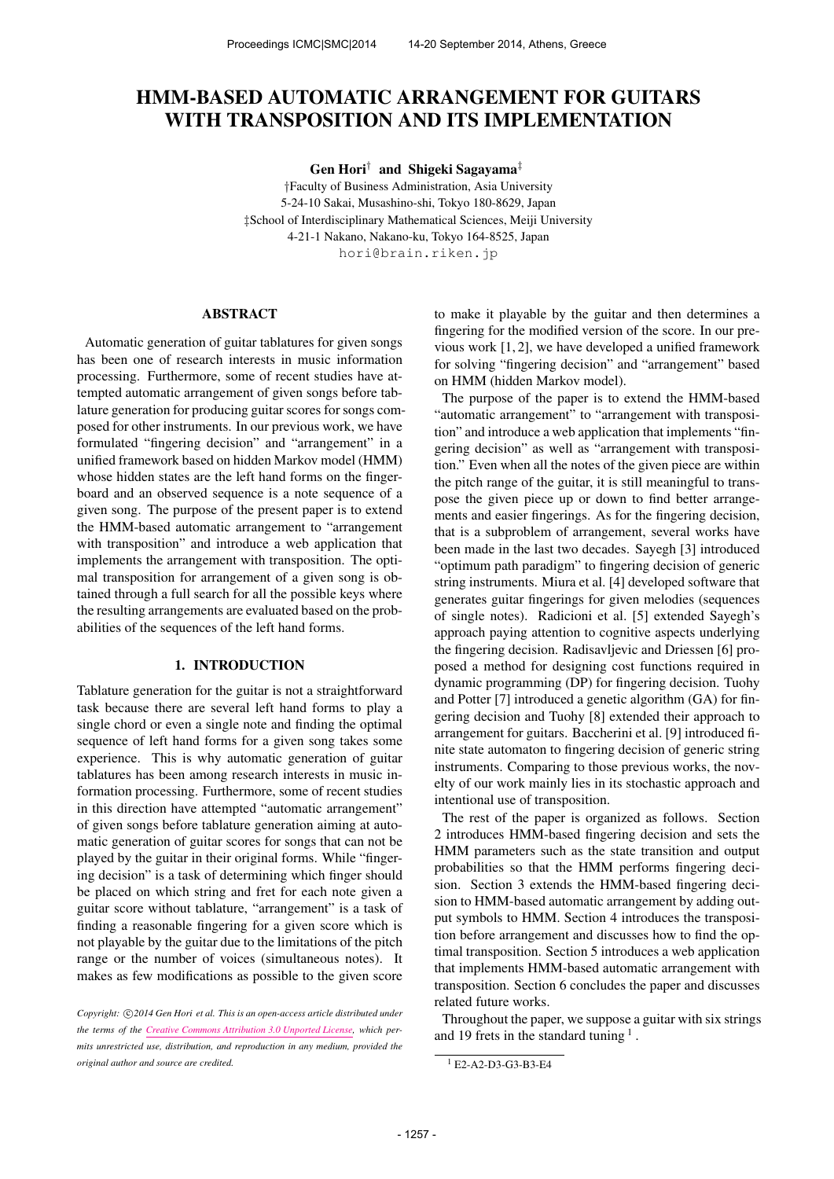# HMM-BASED AUTOMATIC ARRANGEMENT FOR GUITARS WITH TRANSPOSITION AND ITS IMPLEMENTATION

**Gen Hori**† **and Shigeki Sagayama**‡

†Faculty of Business Administration, Asia University
5-24-10 Sakai, Musashino-shi, Tokyo 180-8629, Japan
‡School of Interdisciplinary Mathematical Sciences, Meiji University
4-21-1 Nakano, Nakano-ku, Tokyo 164-8525, Japan
hori@brain.riken.jp

## ABSTRACT

Automatic generation of guitar tablatures for given songs has been one of research interests in music information processing. Furthermore, some of recent studies have attempted automatic arrangement of given songs before tablature generation for producing guitar scores for songs composed for other instruments. In our previous work, we have formulated "fingering decision" and "arrangement" in a unified framework based on hidden Markov model (HMM) whose hidden states are the left hand forms on the fingerboard and an observed sequence is a note sequence of a given song. The purpose of the present paper is to extend the HMM-based automatic arrangement to "arrangement with transposition" and introduce a web application that implements the arrangement with transposition. The optimal transposition for arrangement of a given song is obtained through a full search for all the possible keys where the resulting arrangements are evaluated based on the probabilities of the sequences of the left hand forms.

## 1. INTRODUCTION

Tablature generation for the guitar is not a straightforward task because there are several left hand forms to play a single chord or even a single note and finding the optimal sequence of left hand forms for a given song takes some experience. This is why automatic generation of guitar tablatures has been among research interests in music information processing. Furthermore, some of recent studies in this direction have attempted "automatic arrangement" of given songs before tablature generation aiming at automatic generation of guitar scores for songs that can not be played by the guitar in their original forms. While "fingering decision" is a task of determining which finger should be placed on which string and fret for each note given a guitar score without tablature, "arrangement" is a task of finding a reasonable fingering for a given score which is not playable by the guitar due to the limitations of the pitch range or the number of voices (simultaneous notes). It makes as few modifications as possible to the given score to make it playable by the guitar and then determines a fingering for the modified version of the score. In our previous work [1, 2], we have developed a unified framework for solving "fingering decision" and "arrangement" based on HMM (hidden Markov model).

The purpose of the paper is to extend the HMM-based "automatic arrangement" to "arrangement with transposition" and introduce a web application that implements "fingering decision" as well as "arrangement with transposition." Even when all the notes of the given piece are within the pitch range of the guitar, it is still meaningful to transpose the given piece up or down to find better arrangements and easier fingerings. As for the fingering decision, that is a subproblem of arrangement, several works have been made in the last two decades. Sayegh [3] introduced "optimum path paradigm" to fingering decision of generic string instruments. Miura et al. [4] developed software that generates guitar fingerings for given melodies (sequences of single notes). Radicioni et al. [5] extended Sayegh's approach paying attention to cognitive aspects underlying the fingering decision. Radisavljevic and Driessen [6] proposed a method for designing cost functions required in dynamic programming (DP) for fingering decision. Tuohy and Potter [7] introduced a genetic algorithm (GA) for fingering decision and Tuohy [8] extended their approach to arrangement for guitars. Baccherini et al. [9] introduced finite state automaton to fingering decision of generic string instruments. Comparing to those previous works, the novelty of our work mainly lies in its stochastic approach and intentional use of transposition.

The rest of the paper is organized as follows. Section 2 introduces HMM-based fingering decision and sets the HMM parameters such as the state transition and output probabilities so that the HMM performs fingering decision. Section 3 extends the HMM-based fingering decision to HMM-based automatic arrangement by adding output symbols to HMM. Section 4 introduces the transposition before arrangement and discusses how to find the optimal transposition. Section 5 introduces a web application that implements HMM-based automatic arrangement with transposition. Section 6 concludes the paper and discusses related future works.

Throughout the paper, we suppose a guitar with six strings and 19 frets in the standard tuning [1].

[1] E2-A2-D3-G3-B3-E4

*Copyright: ©2014 Gen Hori et al. This is an open-access article distributed under the terms of the Creative Commons Attribution 3.0 Unported License, which permits unrestricted use, distribution, and reproduction in any medium, provided the original author and source are credited.*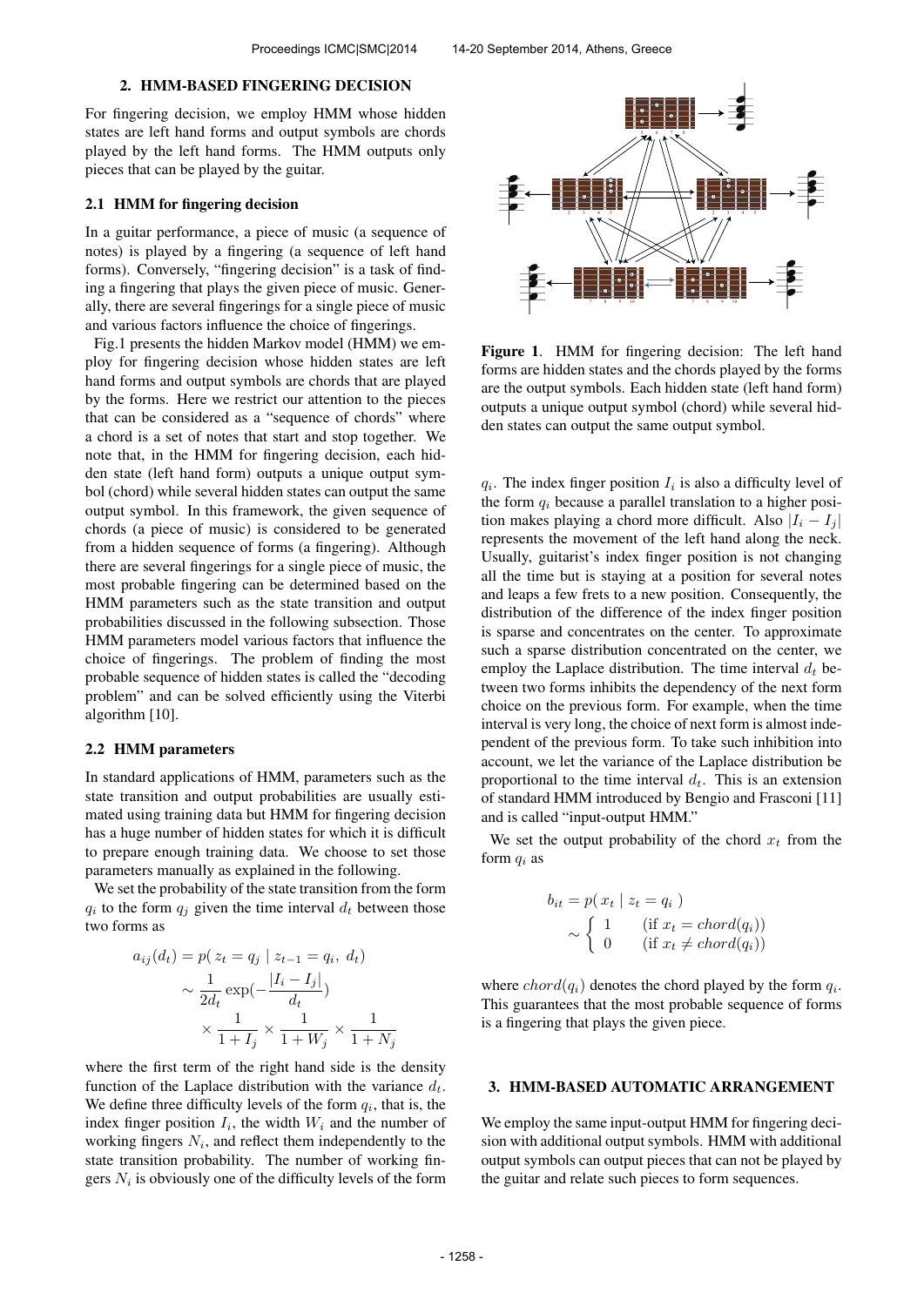## 2. HMM-BASED FINGERING DECISION

For fingering decision, we employ HMM whose hidden states are left hand forms and output symbols are chords played by the left hand forms. The HMM outputs only pieces that can be played by the guitar.

### 2.1 HMM for fingering decision

In a guitar performance, a piece of music (a sequence of notes) is played by a fingering (a sequence of left hand forms). Conversely, "fingering decision" is a task of finding a fingering that plays the given piece of music. Generally, there are several fingerings for a single piece of music and various factors influence the choice of fingerings.

Fig.1 presents the hidden Markov model (HMM) we employ for fingering decision whose hidden states are left hand forms and output symbols are chords that are played by the forms. Here we restrict our attention to the pieces that can be considered as a "sequence of chords" where a chord is a set of notes that start and stop together. We note that, in the HMM for fingering decision, each hidden state (left hand form) outputs a unique output symbol (chord) while several hidden states can output the same output symbol. In this framework, the given sequence of chords (a piece of music) is considered to be generated from a hidden sequence of forms (a fingering). Although there are several fingerings for a single piece of music, the most probable fingering can be determined based on the HMM parameters such as the state transition and output probabilities discussed in the following subsection. Those HMM parameters model various factors that influence the choice of fingerings. The problem of finding the most probable sequence of hidden states is called the "decoding problem" and can be solved efficiently using the Viterbi algorithm [10].

**Figure 1**. HMM for fingering decision: The left hand forms are hidden states and the chords played by the forms are the output symbols. Each hidden state (left hand form) outputs a unique output symbol (chord) while several hidden states can output the same output symbol.

### 2.2 HMM parameters

In standard applications of HMM, parameters such as the state transition and output probabilities are usually estimated using training data but HMM for fingering decision has a huge number of hidden states for which it is difficult to prepare enough training data. We choose to set those parameters manually as explained in the following.

We set the probability of the state transition from the form $q_i$ to the form $q_j$ given the time interval $d_t$ between those two forms as

$$
\begin{aligned}
a_{ij}(d_t) &= p(\, z_t = q_j \mid z_{t-1} = q_i,\ d_t) \\
&\sim \frac{1}{2d_t} \exp\left(-\frac{|I_i - I_j|}{d_t}\right) \\
&\quad \times \frac{1}{1+I_j} \times \frac{1}{1+W_j} \times \frac{1}{1+N_j}
\end{aligned}
$$

where the first term of the right hand side is the density function of the Laplace distribution with the variance $d_t$. We define three difficulty levels of the form $q_i$, that is, the index finger position $I_i$, the width $W_i$ and the number of working fingers $N_i$, and reflect them independently to the state transition probability. The number of working fingers $N_i$ is obviously one of the difficulty levels of the form $q_i$. The index finger position $I_i$ is also a difficulty level of the form $q_i$ because a parallel translation to a higher position makes playing a chord more difficult. Also $|I_i - I_j|$ represents the movement of the left hand along the neck. Usually, guitarist's index finger position is not changing all the time but is staying at a position for several notes and leaps a few frets to a new position. Consequently, the distribution of the difference of the index finger position is sparse and concentrates on the center. To approximate such a sparse distribution concentrated on the center, we employ the Laplace distribution. The time interval $d_t$ between two forms inhibits the dependency of the next form choice on the previous form. For example, when the time interval is very long, the choice of next form is almost independent of the previous form. To take such inhibition into account, we let the variance of the Laplace distribution be proportional to the time interval $d_t$. This is an extension of standard HMM introduced by Bengio and Frasconi [11] and is called "input-output HMM."

We set the output probability of the chord $x_t$ from the form $q_i$ as

$$
\begin{aligned}
b_{it} &= p(\, x_t \mid z_t = q_i \,) \\
&\sim \begin{cases} 1 & (\text{if } x_t = chord(q_i)) \\ 0 & (\text{if } x_t \neq chord(q_i)) \end{cases}
\end{aligned}
$$

where $chord(q_i)$ denotes the chord played by the form $q_i$. This guarantees that the most probable sequence of forms is a fingering that plays the given piece.

## 3. HMM-BASED AUTOMATIC ARRANGEMENT

We employ the same input-output HMM for fingering decision with additional output symbols. HMM with additional output symbols can output pieces that can not be played by the guitar and relate such pieces to form sequences.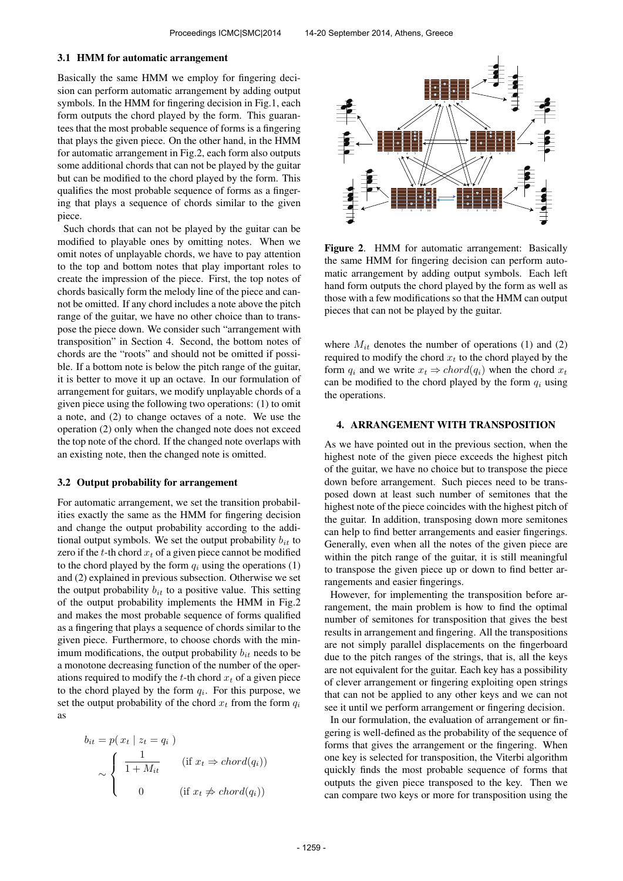### 3.1 HMM for automatic arrangement

Basically the same HMM we employ for fingering decision can perform automatic arrangement by adding output symbols. In the HMM for fingering decision in Fig.1, each form outputs the chord played by the form. This guarantees that the most probable sequence of forms is a fingering that plays the given piece. On the other hand, in the HMM for automatic arrangement in Fig.2, each form also outputs some additional chords that can not be played by the guitar but can be modified to the chord played by the form. This qualifies the most probable sequence of forms as a fingering that plays a sequence of chords similar to the given piece.

Such chords that can not be played by the guitar can be modified to playable ones by omitting notes. When we omit notes of unplayable chords, we have to pay attention to the top and bottom notes that play important roles to create the impression of the piece. First, the top notes of chords basically form the melody line of the piece and cannot be omitted. If any chord includes a note above the pitch range of the guitar, we have no other choice than to transpose the piece down. We consider such "arrangement with transposition" in Section 4. Second, the bottom notes of chords are the "roots" and should not be omitted if possible. If a bottom note is below the pitch range of the guitar, it is better to move it up an octave. In our formulation of arrangement for guitars, we modify unplayable chords of a given piece using the following two operations: (1) to omit a note, and (2) to change octaves of a note. We use the operation (2) only when the changed note does not exceed the top note of the chord. If the changed note overlaps with an existing note, then the changed note is omitted.

### 3.2 Output probability for arrangement

For automatic arrangement, we set the transition probabilities exactly the same as the HMM for fingering decision and change the output probability according to the additional output symbols. We set the output probability $b_{it}$ to zero if the $t$-th chord $x_t$ of a given piece cannot be modified to the chord played by the form $q_i$ using the operations (1) and (2) explained in previous subsection. Otherwise we set the output probability $b_{it}$ to a positive value. This setting of the output probability implements the HMM in Fig.2 and makes the most probable sequence of forms qualified as a fingering that plays a sequence of chords similar to the given piece. Furthermore, to choose chords with the minimum modifications, the output probability $b_{it}$ needs to be a monotone decreasing function of the number of the operations required to modify the $t$-th chord $x_t$ of a given piece to the chord played by the form $q_i$. For this purpose, we set the output probability of the chord $x_t$ from the form $q_i$ as

$$b_{it} = p(\, x_t \mid z_t = q_i \,) \sim \begin{cases} \dfrac{1}{1 + M_{it}} & (\text{if } x_t \Rightarrow chord(q_i)) \\ 0 & (\text{if } x_t \not\Rightarrow chord(q_i)) \end{cases}$$

**Figure 2**. HMM for automatic arrangement: Basically the same HMM for fingering decision can perform automatic arrangement by adding output symbols. Each left hand form outputs the chord played by the form as well as those with a few modifications so that the HMM can output pieces that can not be played by the guitar.

where $M_{it}$ denotes the number of operations (1) and (2) required to modify the chord $x_t$ to the chord played by the form $q_i$ and we write $x_t \Rightarrow chord(q_i)$ when the chord $x_t$ can be modified to the chord played by the form $q_i$ using the operations.

## 4. ARRANGEMENT WITH TRANSPOSITION

As we have pointed out in the previous section, when the highest note of the given piece exceeds the highest pitch of the guitar, we have no choice but to transpose the piece down before arrangement. Such pieces need to be transposed down at least such number of semitones that the highest note of the piece coincides with the highest pitch of the guitar. In addition, transposing down more semitones can help to find better arrangements and easier fingerings. Generally, even when all the notes of the given piece are within the pitch range of the guitar, it is still meaningful to transpose the given piece up or down to find better arrangements and easier fingerings.

However, for implementing the transposition before arrangement, the main problem is how to find the optimal number of semitones for transposition that gives the best results in arrangement and fingering. All the transpositions are not simply parallel displacements on the fingerboard due to the pitch ranges of the strings, that is, all the keys are not equivalent for the guitar. Each key has a possibility of clever arrangement or fingering exploiting open strings that can not be applied to any other keys and we can not see it until we perform arrangement or fingering decision.

In our formulation, the evaluation of arrangement or fingering is well-defined as the probability of the sequence of forms that gives the arrangement or the fingering. When one key is selected for transposition, the Viterbi algorithm quickly finds the most probable sequence of forms that outputs the given piece transposed to the key. Then we can compare two keys or more for transposition using the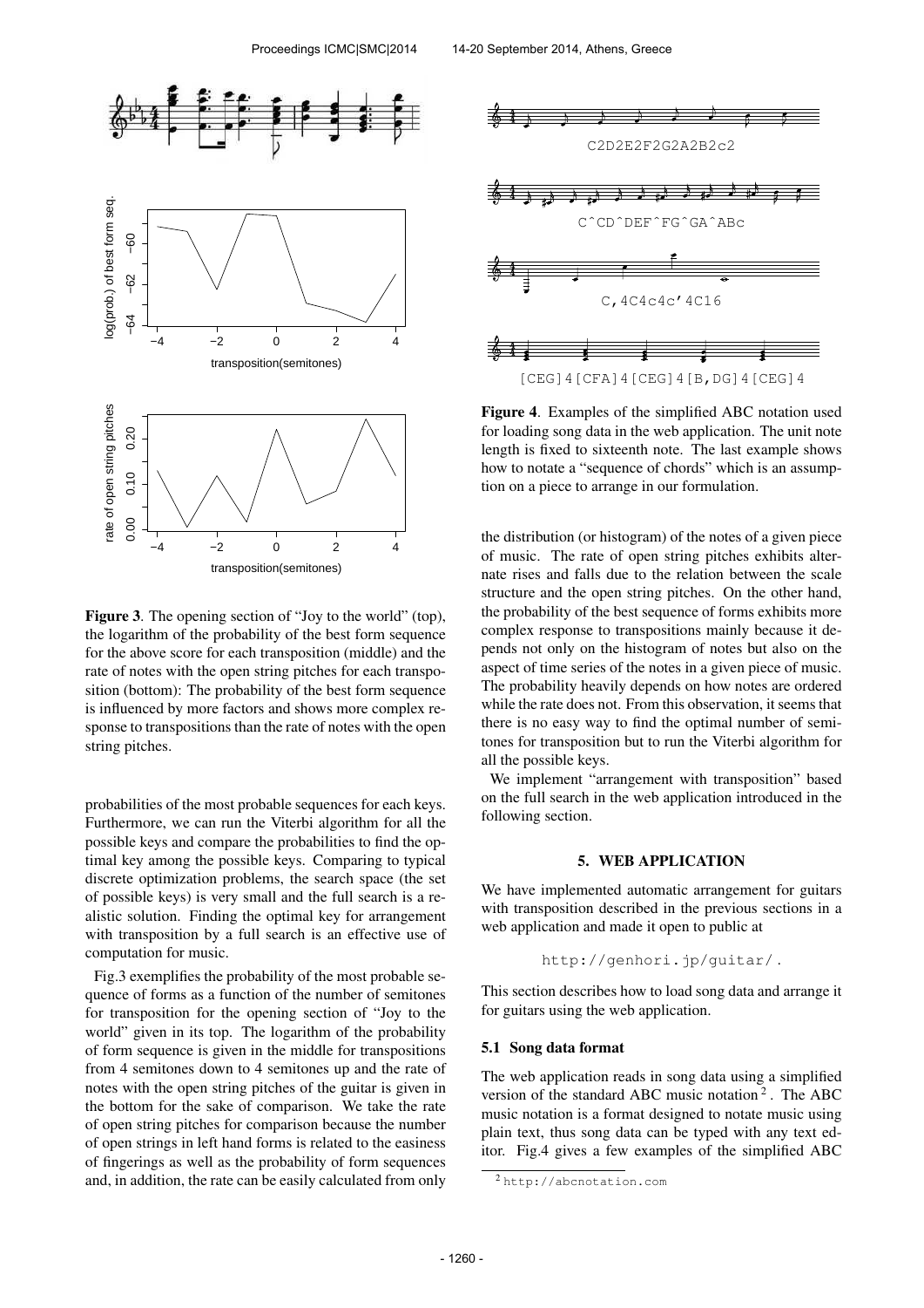**Figure 3**. The opening section of "Joy to the world" (top), the logarithm of the probability of the best form sequence for the above score for each transposition (middle) and the rate of notes with the open string pitches for each transposition (bottom): The probability of the best form sequence is influenced by more factors and shows more complex response to transpositions than the rate of notes with the open string pitches.

probabilities of the most probable sequences for each keys. Furthermore, we can run the Viterbi algorithm for all the possible keys and compare the probabilities to find the optimal key among the possible keys. Comparing to typical discrete optimization problems, the search space (the set of possible keys) is very small and the full search is a realistic solution. Finding the optimal key for arrangement with transposition by a full search is an effective use of computation for music.

Fig.3 exemplifies the probability of the most probable sequence of forms as a function of the number of semitones for transposition for the opening section of "Joy to the world" given in its top. The logarithm of the probability of form sequence is given in the middle for transpositions from 4 semitones down to 4 semitones up and the rate of notes with the open string pitches of the guitar is given in the bottom for the sake of comparison. We take the rate of open string pitches for comparison because the number of open strings in left hand forms is related to the easiness of fingerings as well as the probability of form sequences and, in addition, the rate can be easily calculated from only the distribution (or histogram) of the notes of a given piece of music. The rate of open string pitches exhibits alternate rises and falls due to the relation between the scale structure and the open string pitches. On the other hand, the probability of the best sequence of forms exhibits more complex response to transpositions mainly because it depends not only on the histogram of notes but also on the aspect of time series of the notes in a given piece of music. The probability heavily depends on how notes are ordered while the rate does not. From this observation, it seems that there is no easy way to find the optimal number of semitones for transposition but to run the Viterbi algorithm for all the possible keys.

We implement "arrangement with transposition" based on the full search in the web application introduced in the following section.

**Figure 4**. Examples of the simplified ABC notation used for loading song data in the web application. The unit note length is fixed to sixteenth note. The last example shows how to notate a "sequence of chords" which is an assumption on a piece to arrange in our formulation.

## 5. WEB APPLICATION

We have implemented automatic arrangement for guitars with transposition described in the previous sections in a web application and made it open to public at

http://genhori.jp/guitar/ .

This section describes how to load song data and arrange it for guitars using the web application.

### 5.1 Song data format

The web application reads in song data using a simplified version of the standard ABC music notation[2]. The ABC music notation is a format designed to notate music using plain text, thus song data can be typed with any text editor. Fig.4 gives a few examples of the simplified ABC

[2] http://abcnotation.com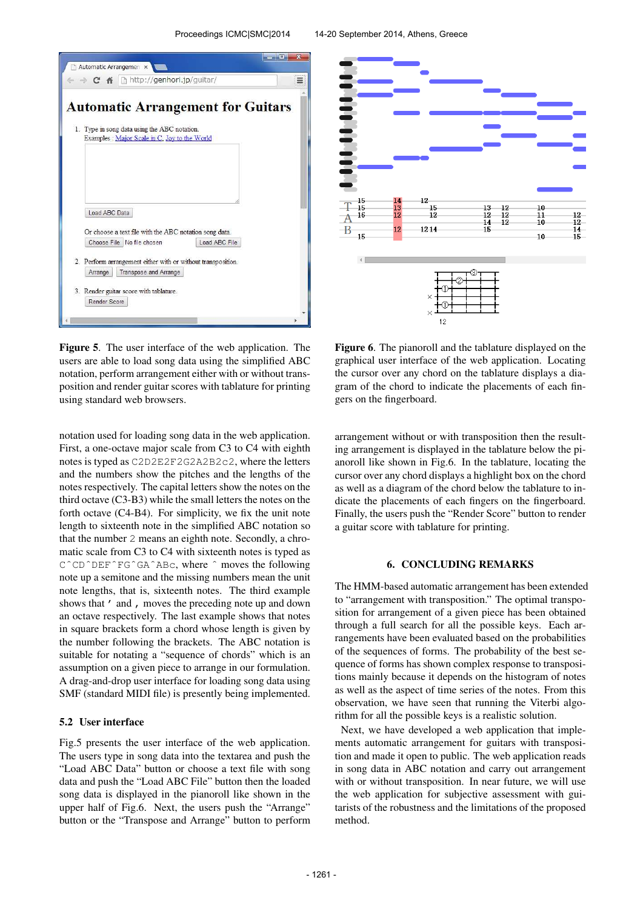**Figure 5**. The user interface of the web application. The users are able to load song data using the simplified ABC notation, perform arrangement either with or without transposition and render guitar scores with tablature for printing using standard web browsers.

**Figure 6**. The pianoroll and the tablature displayed on the graphical user interface of the web application. Locating the cursor over any chord on the tablature displays a diagram of the chord to indicate the placements of each fingers on the fingerboard.

notation used for loading song data in the web application. First, a one-octave major scale from C3 to C4 with eighth notes is typed as `C2D2E2F2G2A2B2c2`, where the letters and the numbers show the pitches and the lengths of the notes respectively. The capital letters show the notes on the third octave (C3-B3) while the small letters the notes on the forth octave (C4-B4). For simplicity, we fix the unit note length to sixteenth note in the simplified ABC notation so that the number `2` means an eighth note. Secondly, a chromatic scale from C3 to C4 with sixteenth notes is typed as `C^CD^DEF^FG^GA^ABc`, where `^` moves the following note up a semitone and the missing numbers mean the unit note lengths, that is, sixteenth notes. The third example shows that `'` and `,` moves the preceding note up and down an octave respectively. The last example shows that notes in square brackets form a chord whose length is given by the number following the brackets. The ABC notation is suitable for notating a "sequence of chords" which is an assumption on a given piece to arrange in our formulation. A drag-and-drop user interface for loading song data using SMF (standard MIDI file) is presently being implemented.

### 5.2 User interface

Fig.5 presents the user interface of the web application. The users type in song data into the textarea and push the "Load ABC Data" button or choose a text file with song data and push the "Load ABC File" button then the loaded song data is displayed in the pianoroll like shown in the upper half of Fig.6. Next, the users push the "Arrange" button or the "Transpose and Arrange" button to perform arrangement without or with transposition then the resulting arrangement is displayed in the tablature below the pianoroll like shown in Fig.6. In the tablature, locating the cursor over any chord displays a highlight box on the chord as well as a diagram of the chord below the tablature to indicate the placements of each fingers on the fingerboard. Finally, the users push the "Render Score" button to render a guitar score with tablature for printing.

## 6. CONCLUDING REMARKS

The HMM-based automatic arrangement has been extended to "arrangement with transposition." The optimal transposition for arrangement of a given piece has been obtained through a full search for all the possible keys. Each arrangements have been evaluated based on the probabilities of the sequences of forms. The probability of the best sequence of forms has shown complex response to transpositions mainly because it depends on the histogram of notes as well as the aspect of time series of the notes. From this observation, we have seen that running the Viterbi algorithm for all the possible keys is a realistic solution.

Next, we have developed a web application that implements automatic arrangement for guitars with transposition and made it open to public. The web application reads in song data in ABC notation and carry out arrangement with or without transposition. In near future, we will use the web application for subjective assessment with guitarists of the robustness and the limitations of the proposed method.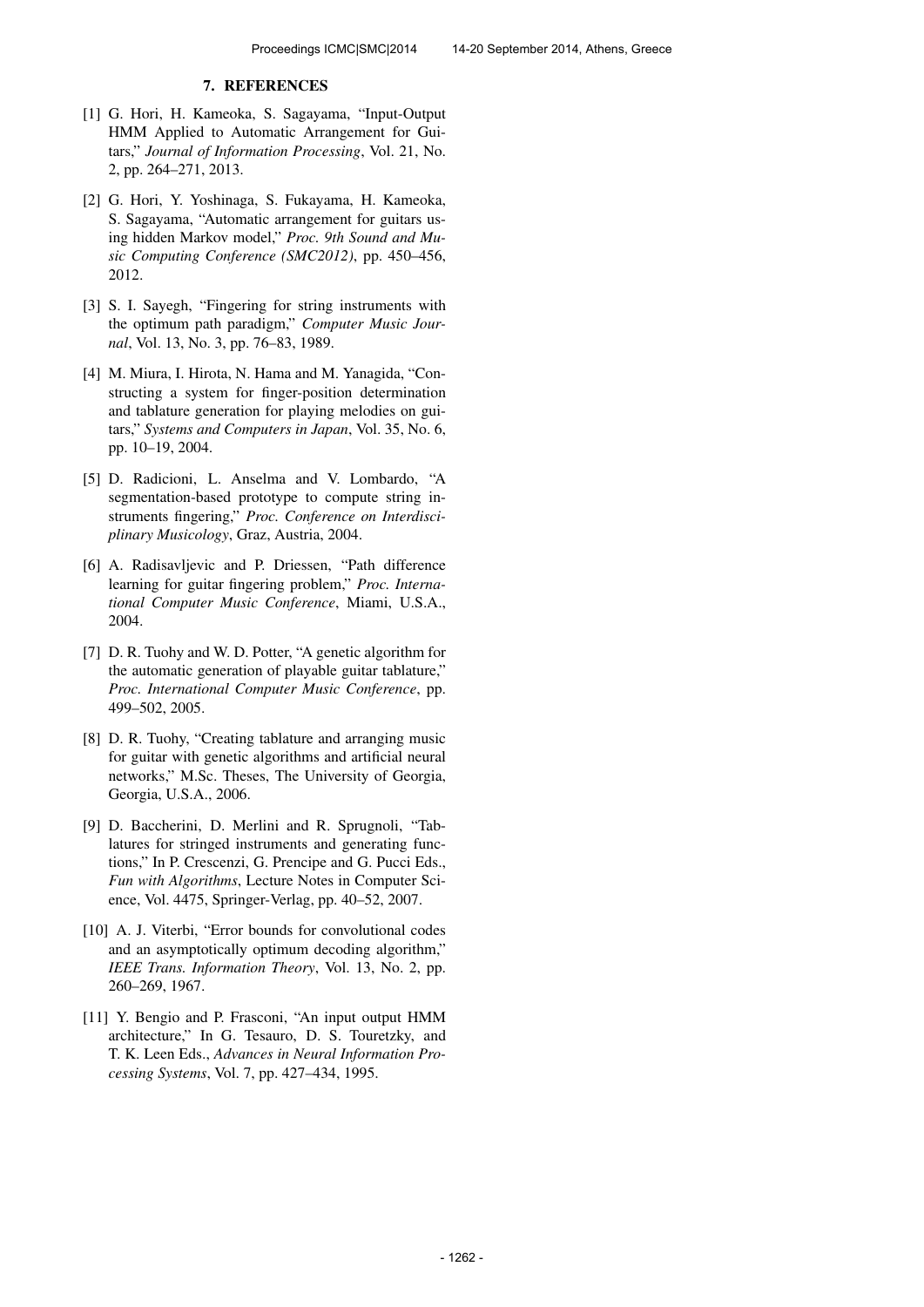## 7. REFERENCES

[1] G. Hori, H. Kameoka, S. Sagayama, "Input-Output HMM Applied to Automatic Arrangement for Guitars," *Journal of Information Processing*, Vol. 21, No. 2, pp. 264–271, 2013.

[2] G. Hori, Y. Yoshinaga, S. Fukayama, H. Kameoka, S. Sagayama, "Automatic arrangement for guitars using hidden Markov model," *Proc. 9th Sound and Music Computing Conference (SMC2012)*, pp. 450–456, 2012.

[3] S. I. Sayegh, "Fingering for string instruments with the optimum path paradigm," *Computer Music Journal*, Vol. 13, No. 3, pp. 76–83, 1989.

[4] M. Miura, I. Hirota, N. Hama and M. Yanagida, "Constructing a system for finger-position determination and tablature generation for playing melodies on guitars," *Systems and Computers in Japan*, Vol. 35, No. 6, pp. 10–19, 2004.

[5] D. Radicioni, L. Anselma and V. Lombardo, "A segmentation-based prototype to compute string instruments fingering," *Proc. Conference on Interdisciplinary Musicology*, Graz, Austria, 2004.

[6] A. Radisavljevic and P. Driessen, "Path difference learning for guitar fingering problem," *Proc. International Computer Music Conference*, Miami, U.S.A., 2004.

[7] D. R. Tuohy and W. D. Potter, "A genetic algorithm for the automatic generation of playable guitar tablature," *Proc. International Computer Music Conference*, pp. 499–502, 2005.

[8] D. R. Tuohy, "Creating tablature and arranging music for guitar with genetic algorithms and artificial neural networks," M.Sc. Theses, The University of Georgia, Georgia, U.S.A., 2006.

[9] D. Baccherini, D. Merlini and R. Sprugnoli, "Tablatures for stringed instruments and generating functions," In P. Crescenzi, G. Prencipe and G. Pucci Eds., *Fun with Algorithms*, Lecture Notes in Computer Science, Vol. 4475, Springer-Verlag, pp. 40–52, 2007.

[10] A. J. Viterbi, "Error bounds for convolutional codes and an asymptotically optimum decoding algorithm," *IEEE Trans. Information Theory*, Vol. 13, No. 2, pp. 260–269, 1967.

[11] Y. Bengio and P. Frasconi, "An input output HMM architecture," In G. Tesauro, D. S. Touretzky, and T. K. Leen Eds., *Advances in Neural Information Processing Systems*, Vol. 7, pp. 427–434, 1995.